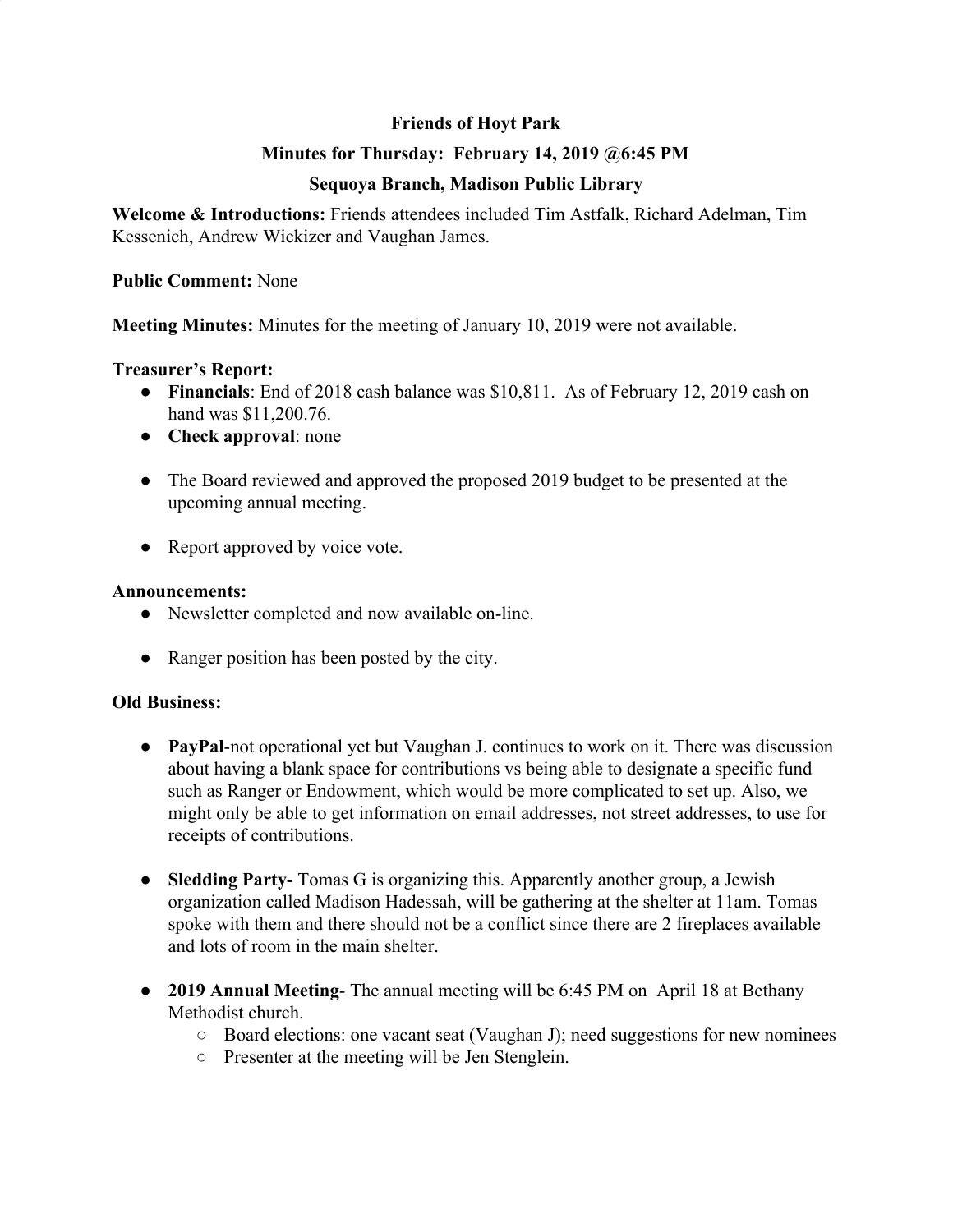# Friends of Hoyt Park

## Minutes for Thursday: February 14, 2019 @6:45 PM

## Sequoya Branch, Madison Public Library

**Welcome & Introductions:** Friends attendees included Tim Astfalk, Richard Adelman, Tim Kessenich, Andrew Wickizer and Vaughan James.

**Public Comment:** None

**Meeting Minutes:** Minutes for the meeting of January 10, 2019 were not available.

**Treasurer's Report:**

- **Financials**: End of 2018 cash balance was $10,811. As of February 12, 2019 cash on hand was $11,200.76.
- **Check approval**: none
- The Board reviewed and approved the proposed 2019 budget to be presented at the upcoming annual meeting.
- Report approved by voice vote.

**Announcements:**

- Newsletter completed and now available on-line.
- Ranger position has been posted by the city.

**Old Business:**

- **PayPal**-not operational yet but Vaughan J. continues to work on it. There was discussion about having a blank space for contributions vs being able to designate a specific fund such as Ranger or Endowment, which would be more complicated to set up. Also, we might only be able to get information on email addresses, not street addresses, to use for receipts of contributions.
- **Sledding Party-** Tomas G is organizing this. Apparently another group, a Jewish organization called Madison Hadessah, will be gathering at the shelter at 11am. Tomas spoke with them and there should not be a conflict since there are 2 fireplaces available and lots of room in the main shelter.
- **2019 Annual Meeting**- The annual meeting will be 6:45 PM on April 18 at Bethany Methodist church.
  - Board elections: one vacant seat (Vaughan J); need suggestions for new nominees
  - Presenter at the meeting will be Jen Stenglein.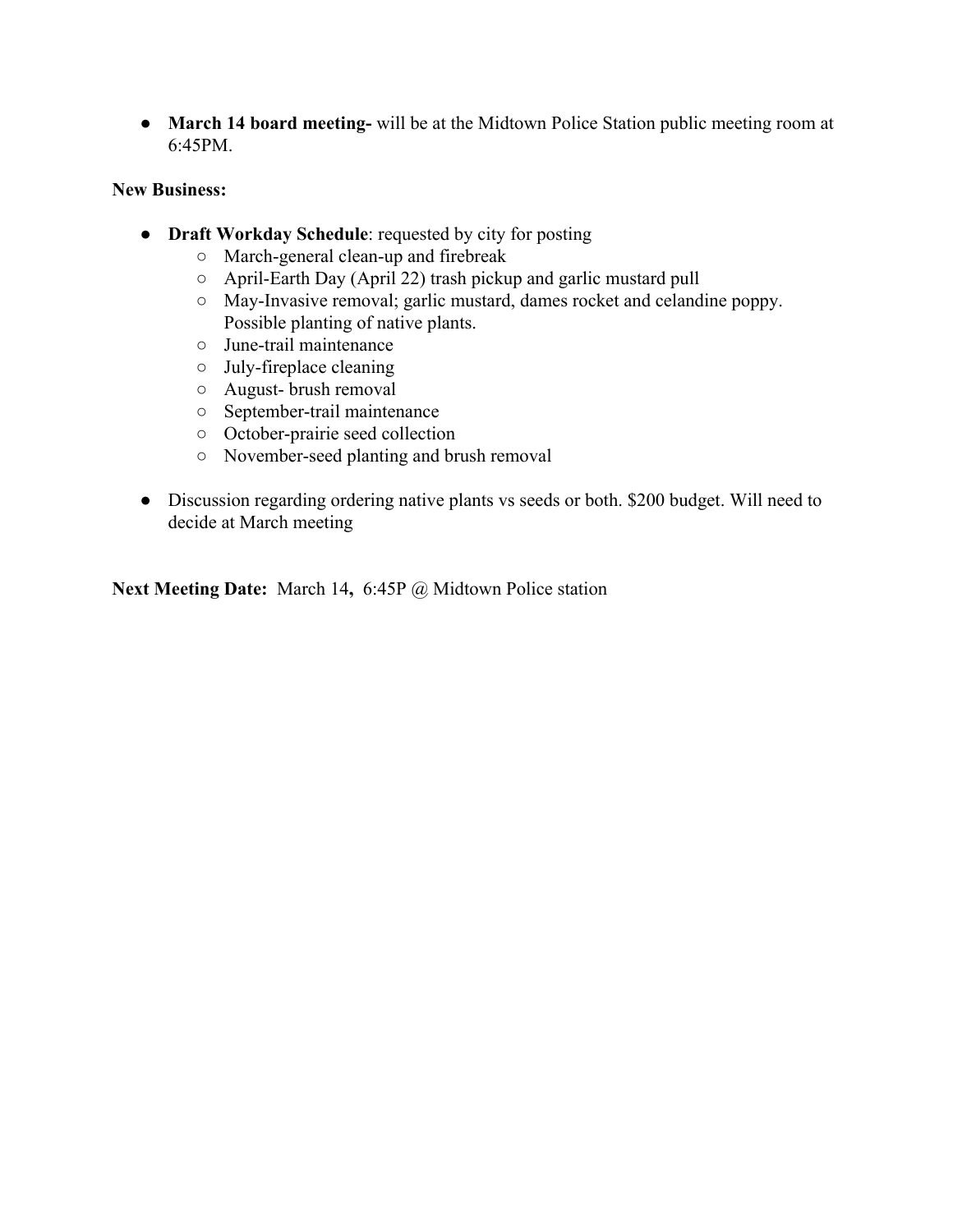- **March 14 board meeting-** will be at the Midtown Police Station public meeting room at 6:45PM.

**New Business:**

- **Draft Workday Schedule**: requested by city for posting
  - March-general clean-up and firebreak
  - April-Earth Day (April 22) trash pickup and garlic mustard pull
  - May-Invasive removal; garlic mustard, dames rocket and celandine poppy. Possible planting of native plants.
  - June-trail maintenance
  - July-fireplace cleaning
  - August- brush removal
  - September-trail maintenance
  - October-prairie seed collection
  - November-seed planting and brush removal

- Discussion regarding ordering native plants vs seeds or both. $200 budget. Will need to decide at March meeting

**Next Meeting Date:** March 14**,** 6:45P @ Midtown Police station